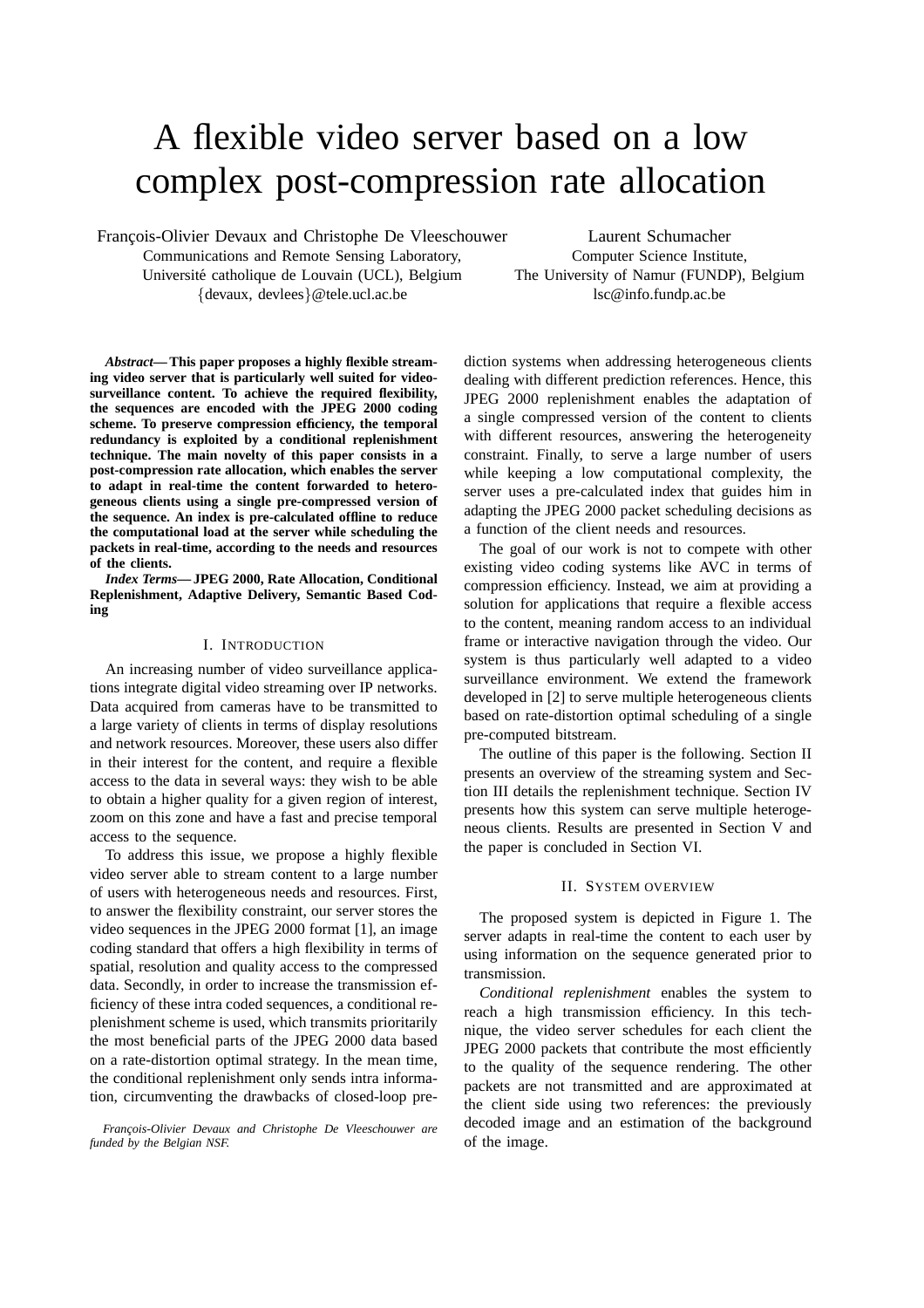# A flexible video server based on a low complex post-compression rate allocation

François-Olivier Devaux and Christophe De Vleeschouwer
Communications and Remote Sensing Laboratory,
Université catholique de Louvain (UCL), Belgium
{devaux, devlees}@tele.ucl.ac.be

Laurent Schumacher
Computer Science Institute,
The University of Namur (FUNDP), Belgium
lsc@info.fundp.ac.be

***Abstract*— This paper proposes a highly flexible streaming video server that is particularly well suited for video-surveillance content. To achieve the required flexibility, the sequences are encoded with the JPEG 2000 coding scheme. To preserve compression efficiency, the temporal redundancy is exploited by a conditional replenishment technique. The main novelty of this paper consists in a post-compression rate allocation, which enables the server to adapt in real-time the content forwarded to heterogeneous clients using a single pre-compressed version of the sequence. An index is pre-calculated offline to reduce the computational load at the server while scheduling the packets in real-time, according to the needs and resources of the clients.**

***Index Terms*— JPEG 2000, Rate Allocation, Conditional Replenishment, Adaptive Delivery, Semantic Based Coding**

## I. Introduction

An increasing number of video surveillance applications integrate digital video streaming over IP networks. Data acquired from cameras have to be transmitted to a large variety of clients in terms of display resolutions and network resources. Moreover, these users also differ in their interest for the content, and require a flexible access to the data in several ways: they wish to be able to obtain a higher quality for a given region of interest, zoom on this zone and have a fast and precise temporal access to the sequence.

To address this issue, we propose a highly flexible video server able to stream content to a large number of users with heterogeneous needs and resources. First, to answer the flexibility constraint, our server stores the video sequences in the JPEG 2000 format [1], an image coding standard that offers a high flexibility in terms of spatial, resolution and quality access to the compressed data. Secondly, in order to increase the transmission efficiency of these intra coded sequences, a conditional replenishment scheme is used, which transmits prioritarily the most beneficial parts of the JPEG 2000 data based on a rate-distortion optimal strategy. In the mean time, the conditional replenishment only sends intra information, circumventing the drawbacks of closed-loop prediction systems when addressing heterogeneous clients dealing with different prediction references. Hence, this JPEG 2000 replenishment enables the adaptation of a single compressed version of the content to clients with different resources, answering the heterogeneity constraint. Finally, to serve a large number of users while keeping a low computational complexity, the server uses a pre-calculated index that guides him in adapting the JPEG 2000 packet scheduling decisions as a function of the client needs and resources.

The goal of our work is not to compete with other existing video coding systems like AVC in terms of compression efficiency. Instead, we aim at providing a solution for applications that require a flexible access to the content, meaning random access to an individual frame or interactive navigation through the video. Our system is thus particularly well adapted to a video surveillance environment. We extend the framework developed in [2] to serve multiple heterogeneous clients based on rate-distortion optimal scheduling of a single pre-computed bitstream.

The outline of this paper is the following. Section II presents an overview of the streaming system and Section III details the replenishment technique. Section IV presents how this system can serve multiple heterogeneous clients. Results are presented in Section V and the paper is concluded in Section VI.

## II. System overview

The proposed system is depicted in Figure 1. The server adapts in real-time the content to each user by using information on the sequence generated prior to transmission.

*Conditional replenishment* enables the system to reach a high transmission efficiency. In this technique, the video server schedules for each client the JPEG 2000 packets that contribute the most efficiently to the quality of the sequence rendering. The other packets are not transmitted and are approximated at the client side using two references: the previously decoded image and an estimation of the background of the image.

*François-Olivier Devaux and Christophe De Vleeschouwer are funded by the Belgian NSF.*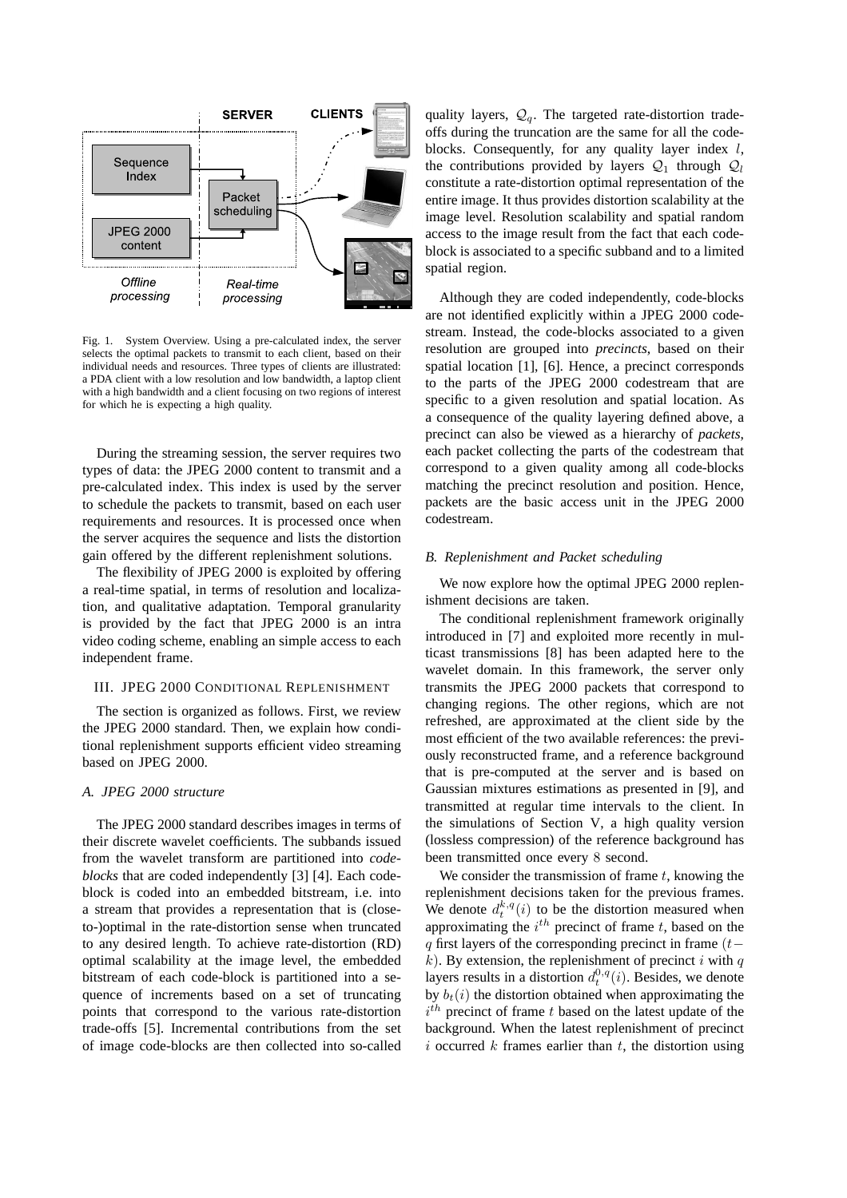Fig. 1. System Overview. Using a pre-calculated index, the server selects the optimal packets to transmit to each client, based on their individual needs and resources. Three types of clients are illustrated: a PDA client with a low resolution and low bandwidth, a laptop client with a high bandwidth and a client focusing on two regions of interest for which he is expecting a high quality.

During the streaming session, the server requires two types of data: the JPEG 2000 content to transmit and a pre-calculated index. This index is used by the server to schedule the packets to transmit, based on each user requirements and resources. It is processed once when the server acquires the sequence and lists the distortion gain offered by the different replenishment solutions.

The flexibility of JPEG 2000 is exploited by offering a real-time spatial, in terms of resolution and localization, and qualitative adaptation. Temporal granularity is provided by the fact that JPEG 2000 is an intra video coding scheme, enabling an simple access to each independent frame.

## III. JPEG 2000 Conditional Replenishment

The section is organized as follows. First, we review the JPEG 2000 standard. Then, we explain how conditional replenishment supports efficient video streaming based on JPEG 2000.

### A. JPEG 2000 structure

The JPEG 2000 standard describes images in terms of their discrete wavelet coefficients. The subbands issued from the wavelet transform are partitioned into *code-blocks* that are coded independently [3] [4]. Each code-block is coded into an embedded bitstream, i.e. into a stream that provides a representation that is (close-to-)optimal in the rate-distortion sense when truncated to any desired length. To achieve rate-distortion (RD) optimal scalability at the image level, the embedded bitstream of each code-block is partitioned into a sequence of increments based on a set of truncating points that correspond to the various rate-distortion trade-offs [5]. Incremental contributions from the set of image code-blocks are then collected into so-called quality layers, $\mathcal{Q}_q$. The targeted rate-distortion trade-offs during the truncation are the same for all the code-blocks. Consequently, for any quality layer index $l$, the contributions provided by layers $\mathcal{Q}_1$ through $\mathcal{Q}_l$ constitute a rate-distortion optimal representation of the entire image. It thus provides distortion scalability at the image level. Resolution scalability and spatial random access to the image result from the fact that each code-block is associated to a specific subband and to a limited spatial region.

Although they are coded independently, code-blocks are not identified explicitly within a JPEG 2000 codestream. Instead, the code-blocks associated to a given resolution are grouped into *precincts*, based on their spatial location [1], [6]. Hence, a precinct corresponds to the parts of the JPEG 2000 codestream that are specific to a given resolution and spatial location. As a consequence of the quality layering defined above, a precinct can also be viewed as a hierarchy of *packets*, each packet collecting the parts of the codestream that correspond to a given quality among all code-blocks matching the precinct resolution and position. Hence, packets are the basic access unit in the JPEG 2000 codestream.

### B. Replenishment and Packet scheduling

We now explore how the optimal JPEG 2000 replenishment decisions are taken.

The conditional replenishment framework originally introduced in [7] and exploited more recently in multicast transmissions [8] has been adapted here to the wavelet domain. In this framework, the server only transmits the JPEG 2000 packets that correspond to changing regions. The other regions, which are not refreshed, are approximated at the client side by the most efficient of the two available references: the previously reconstructed frame, and a reference background that is pre-computed at the server and is based on Gaussian mixtures estimations as presented in [9], and transmitted at regular time intervals to the client. In the simulations of Section V, a high quality version (lossless compression) of the reference background has been transmitted once every 8 second.

We consider the transmission of frame $t$, knowing the replenishment decisions taken for the previous frames. We denote $d_t^{k,q}(i)$ to be the distortion measured when approximating the $i^{th}$ precinct of frame $t$, based on the $q$ first layers of the corresponding precinct in frame $(t-k)$. By extension, the replenishment of precinct $i$ with $q$ layers results in a distortion $d_t^{0,q}(i)$. Besides, we denote by $b_t(i)$ the distortion obtained when approximating the $i^{th}$ precinct of frame $t$ based on the latest update of the background. When the latest replenishment of precinct $i$ occurred $k$ frames earlier than $t$, the distortion using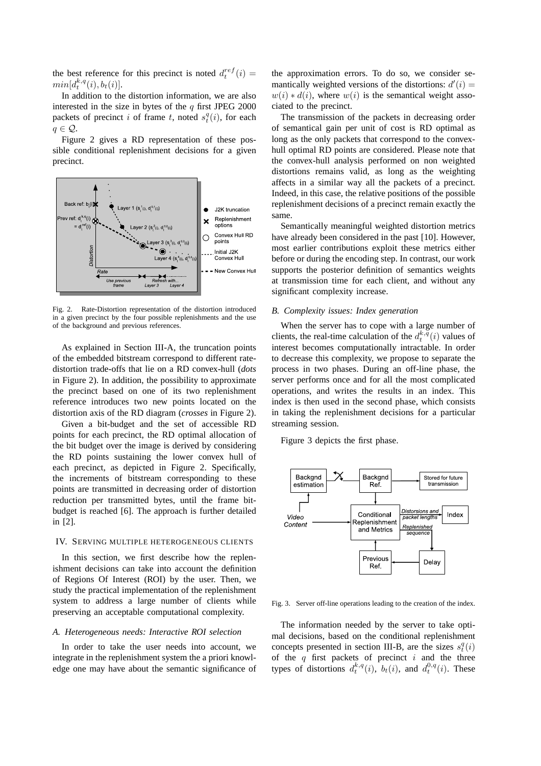the best reference for this precinct is noted $d_t^{ref}(i) = min[d_t^{k,q}(i), b_t(i)]$.

In addition to the distortion information, we are also interested in the size in bytes of the $q$ first JPEG 2000 packets of precinct $i$ of frame $t$, noted $s_t^q(i)$, for each $q \in \mathcal{Q}$.

Figure 2 gives a RD representation of these possible conditional replenishment decisions for a given precinct.

Fig. 2. Rate-Distortion representation of the distortion introduced in a given precinct by the four possible replenishments and the use of the background and previous references.

As explained in Section III-A, the truncation points of the embedded bitstream correspond to different rate-distortion trade-offs that lie on a RD convex-hull (*dots* in Figure 2). In addition, the possibility to approximate the precinct based on one of its two replenishment reference introduces two new points located on the distortion axis of the RD diagram (*crosses* in Figure 2).

Given a bit-budget and the set of accessible RD points for each precinct, the RD optimal allocation of the bit budget over the image is derived by considering the RD points sustaining the lower convex hull of each precinct, as depicted in Figure 2. Specifically, the increments of bitstream corresponding to these points are transmitted in decreasing order of distortion reduction per transmitted bytes, until the frame bit-budget is reached [6]. The approach is further detailed in [2].

## IV. Serving multiple heterogeneous clients

In this section, we first describe how the replenishment decisions can take into account the definition of Regions Of Interest (ROI) by the user. Then, we study the practical implementation of the replenishment system to address a large number of clients while preserving an acceptable computational complexity.

### A. Heterogeneous needs: Interactive ROI selection

In order to take the user needs into account, we integrate in the replenishment system the a priori knowledge one may have about the semantic significance of the approximation errors. To do so, we consider semantically weighted versions of the distortions: $d'(i) = w(i) * d(i)$, where $w(i)$ is the semantical weight associated to the precinct.

The transmission of the packets in decreasing order of semantical gain per unit of cost is RD optimal as long as the only packets that correspond to the convex-hull optimal RD points are considered. Please note that the convex-hull analysis performed on non weighted distortions remains valid, as long as the weighting affects in a similar way all the packets of a precinct. Indeed, in this case, the relative positions of the possible replenishment decisions of a precinct remain exactly the same.

Semantically meaningful weighted distortion metrics have already been considered in the past [10]. However, most earlier contributions exploit these metrics either before or during the encoding step. In contrast, our work supports the posterior definition of semantics weights at transmission time for each client, and without any significant complexity increase.

### B. Complexity issues: Index generation

When the server has to cope with a large number of clients, the real-time calculation of the $d_t^{k,q}(i)$ values of interest becomes computationally intractable. In order to decrease this complexity, we propose to separate the process in two phases. During an off-line phase, the server performs once and for all the most complicated operations, and writes the results in an index. This index is then used in the second phase, which consists in taking the replenishment decisions for a particular streaming session.

Figure 3 depicts the first phase.

Fig. 3. Server off-line operations leading to the creation of the index.

The information needed by the server to take optimal decisions, based on the conditional replenishment concepts presented in section III-B, are the sizes $s_t^q(i)$ of the $q$ first packets of precinct $i$ and the three types of distortions $d_t^{k,q}(i)$, $b_t(i)$, and $d_t^{0,q}(i)$. These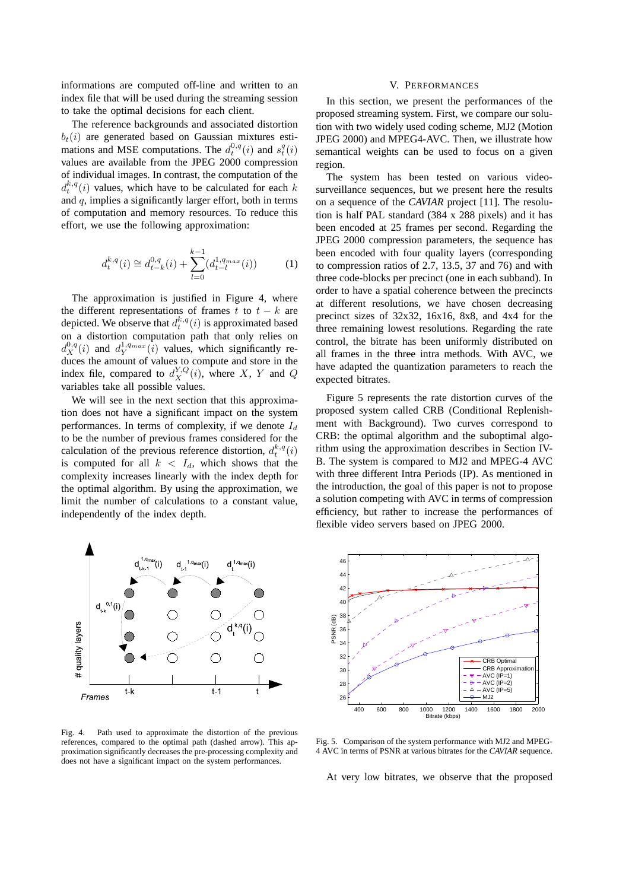informations are computed off-line and written to an index file that will be used during the streaming session to take the optimal decisions for each client.

The reference backgrounds and associated distortion $b_t(i)$ are generated based on Gaussian mixtures estimations and MSE computations. The $d_t^{0,q}(i)$ and $s_t^q(i)$ values are available from the JPEG 2000 compression of individual images. In contrast, the computation of the $d_t^{k,q}(i)$ values, which have to be calculated for each $k$ and $q$, implies a significantly larger effort, both in terms of computation and memory resources. To reduce this effort, we use the following approximation:

$$d_t^{k,q}(i) \cong d_{t-k}^{0,q}(i) + \sum_{l=0}^{k-1} (d_{t-l}^{1,q_{max}}(i)) \qquad (1)$$

The approximation is justified in Figure 4, where the different representations of frames $t$ to $t-k$ are depicted. We observe that $d_t^{k,q}(i)$ is approximated based on a distortion computation path that only relies on $d_X^{0,q}(i)$ and $d_Y^{1,q_{max}}(i)$ values, which significantly reduces the amount of values to compute and store in the index file, compared to $d_X^{Y,Q}(i)$, where $X$, $Y$ and $Q$ variables take all possible values.

We will see in the next section that this approximation does not have a significant impact on the system performances. In terms of complexity, if we denote $I_d$ to be the number of previous frames considered for the calculation of the previous reference distortion, $d_t^{k,q}(i)$ is computed for all $k < I_d$, which shows that the complexity increases linearly with the index depth for the optimal algorithm. By using the approximation, we limit the number of calculations to a constant value, independently of the index depth.

Fig. 4. Path used to approximate the distortion of the previous references, compared to the optimal path (dashed arrow). This approximation significantly decreases the pre-processing complexity and does not have a significant impact on the system performances.

## V. Performances

In this section, we present the performances of the proposed streaming system. First, we compare our solution with two widely used coding scheme, MJ2 (Motion JPEG 2000) and MPEG4-AVC. Then, we illustrate how semantical weights can be used to focus on a given region.

The system has been tested on various video-surveillance sequences, but we present here the results on a sequence of the *CAVIAR* project [11]. The resolution is half PAL standard (384 x 288 pixels) and it has been encoded at 25 frames per second. Regarding the JPEG 2000 compression parameters, the sequence has been encoded with four quality layers (corresponding to compression ratios of 2.7, 13.5, 37 and 76) and with three code-blocks per precinct (one in each subband). In order to have a spatial coherence between the precincts at different resolutions, we have chosen decreasing precinct sizes of 32x32, 16x16, 8x8, and 4x4 for the three remaining lowest resolutions. Regarding the rate control, the bitrate has been uniformly distributed on all frames in the three intra methods. With AVC, we have adapted the quantization parameters to reach the expected bitrates.

Figure 5 represents the rate distortion curves of the proposed system called CRB (Conditional Replenishment with Background). Two curves correspond to CRB: the optimal algorithm and the suboptimal algorithm using the approximation describes in Section IV-B. The system is compared to MJ2 and MPEG-4 AVC with three different Intra Periods (IP). As mentioned in the introduction, the goal of this paper is not to propose a solution competing with AVC in terms of compression efficiency, but rather to increase the performances of flexible video servers based on JPEG 2000.

Fig. 5. Comparison of the system performance with MJ2 and MPEG-4 AVC in terms of PSNR at various bitrates for the *CAVIAR* sequence.

At very low bitrates, we observe that the proposed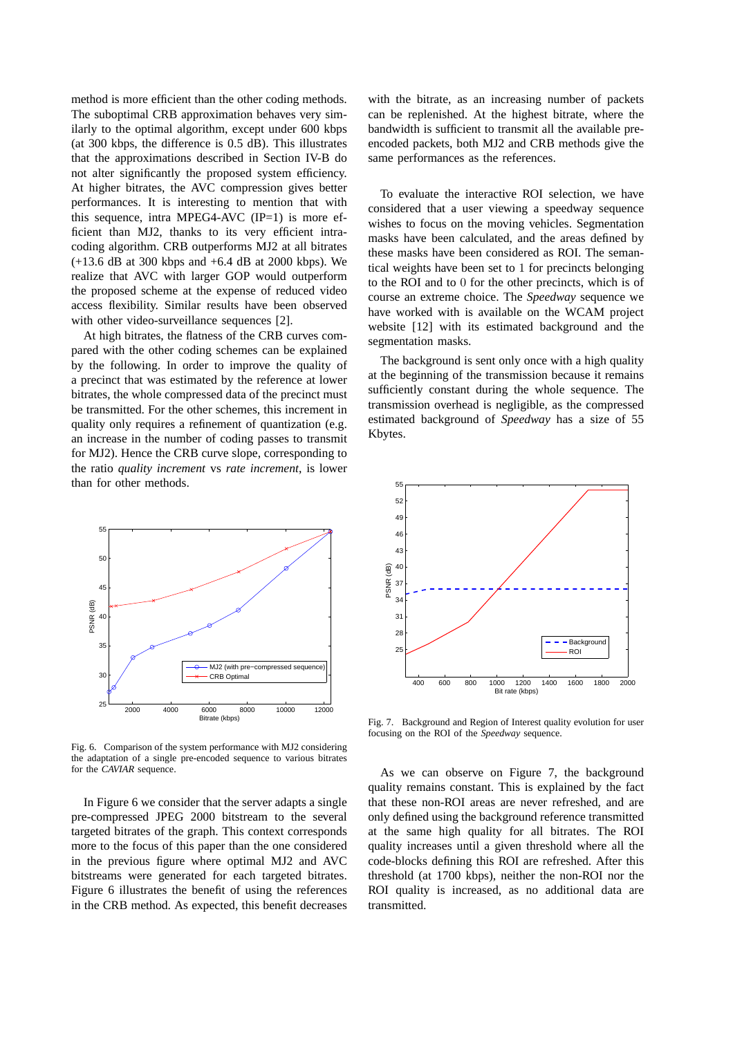method is more efficient than the other coding methods. The suboptimal CRB approximation behaves very similarly to the optimal algorithm, except under 600 kbps (at 300 kbps, the difference is 0.5 dB). This illustrates that the approximations described in Section IV-B do not alter significantly the proposed system efficiency. At higher bitrates, the AVC compression gives better performances. It is interesting to mention that with this sequence, intra MPEG4-AVC (IP=1) is more efficient than MJ2, thanks to its very efficient intra-coding algorithm. CRB outperforms MJ2 at all bitrates (+13.6 dB at 300 kbps and +6.4 dB at 2000 kbps). We realize that AVC with larger GOP would outperform the proposed scheme at the expense of reduced video access flexibility. Similar results have been observed with other video-surveillance sequences [2].

At high bitrates, the flatness of the CRB curves compared with the other coding schemes can be explained by the following. In order to improve the quality of a precinct that was estimated by the reference at lower bitrates, the whole compressed data of the precinct must be transmitted. For the other schemes, this increment in quality only requires a refinement of quantization (e.g. an increase in the number of coding passes to transmit for MJ2). Hence the CRB curve slope, corresponding to the ratio *quality increment* vs *rate increment*, is lower than for other methods.

Fig. 6. Comparison of the system performance with MJ2 considering the adaptation of a single pre-encoded sequence to various bitrates for the *CAVIAR* sequence.

In Figure 6 we consider that the server adapts a single pre-compressed JPEG 2000 bitstream to the several targeted bitrates of the graph. This context corresponds more to the focus of this paper than the one considered in the previous figure where optimal MJ2 and AVC bitstreams were generated for each targeted bitrates. Figure 6 illustrates the benefit of using the references in the CRB method. As expected, this benefit decreases with the bitrate, as an increasing number of packets can be replenished. At the highest bitrate, where the bandwidth is sufficient to transmit all the available pre-encoded packets, both MJ2 and CRB methods give the same performances as the references.

To evaluate the interactive ROI selection, we have considered that a user viewing a speedway sequence wishes to focus on the moving vehicles. Segmentation masks have been calculated, and the areas defined by these masks have been considered as ROI. The semantical weights have been set to 1 for precincts belonging to the ROI and to 0 for the other precincts, which is of course an extreme choice. The *Speedway* sequence we have worked with is available on the WCAM project website [12] with its estimated background and the segmentation masks.

The background is sent only once with a high quality at the beginning of the transmission because it remains sufficiently constant during the whole sequence. The transmission overhead is negligible, as the compressed estimated background of *Speedway* has a size of 55 Kbytes.

Fig. 7. Background and Region of Interest quality evolution for user focusing on the ROI of the *Speedway* sequence.

As we can observe on Figure 7, the background quality remains constant. This is explained by the fact that these non-ROI areas are never refreshed, and are only defined using the background reference transmitted at the same high quality for all bitrates. The ROI quality increases until a given threshold where all the code-blocks defining this ROI are refreshed. After this threshold (at 1700 kbps), neither the non-ROI nor the ROI quality is increased, as no additional data are transmitted.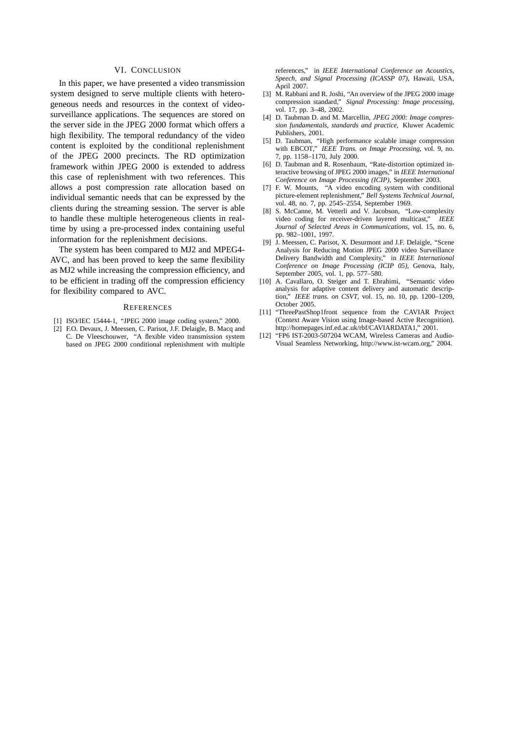## VI. Conclusion

In this paper, we have presented a video transmission system designed to serve multiple clients with heterogeneous needs and resources in the context of video-surveillance applications. The sequences are stored on the server side in the JPEG 2000 format which offers a high flexibility. The temporal redundancy of the video content is exploited by the conditional replenishment of the JPEG 2000 precincts. The RD optimization framework within JPEG 2000 is extended to address this case of replenishment with two references. This allows a post compression rate allocation based on individual semantic needs that can be expressed by the clients during the streaming session. The server is able to handle these multiple heterogeneous clients in real-time by using a pre-processed index containing useful information for the replenishment decisions.

The system has been compared to MJ2 and MPEG4-AVC, and has been proved to keep the same flexibility as MJ2 while increasing the compression efficiency, and to be efficient in trading off the compression efficiency for flexibility compared to AVC.

## References

[1] ISO/IEC 15444-1, "JPEG 2000 image coding system," 2000.

[2] F.O. Devaux, J. Meessen, C. Parisot, J.F. Delaigle, B. Macq and C. De Vleeschouwer, "A flexible video transmission system based on JPEG 2000 conditional replenishment with multiple references," in *IEEE International Conference on Acoustics, Speech, and Signal Processing (ICASSP 07)*, Hawaii, USA, April 2007.

[3] M. Rabbani and R. Joshi, "An overview of the JPEG 2000 image compression standard," *Signal Processing: Image processing*, vol. 17, pp. 3–48, 2002.

[4] D. Taubman D. and M. Marcellin, *JPEG 2000: Image compression fundamentals, standards and practice*, Kluwer Academic Publishers, 2001.

[5] D. Taubman, "High performance scalable image compression with EBCOT," *IEEE Trans. on Image Processing*, vol. 9, no. 7, pp. 1158–1170, July 2000.

[6] D. Taubman and R. Rosenbaum, "Rate-distortion optimized interactive browsing of JPEG 2000 images," in *IEEE International Conference on Image Processing (ICIP)*, September 2003.

[7] F. W. Mounts, "A video encoding system with conditional picture-element replenishment," *Bell Systems Technical Journal*, vol. 48, no. 7, pp. 2545–2554, September 1969.

[8] S. McCanne, M. Vetterli and V. Jacobson, "Low-complexity video coding for receiver-driven layered multicast," *IEEE Journal of Selected Areas in Communications*, vol. 15, no. 6, pp. 982–1001, 1997.

[9] J. Meessen, C. Parisot, X. Desurmont and J.F. Delaigle, "Scene Analysis for Reducing Motion JPEG 2000 video Surveillance Delivery Bandwidth and Complexity," in *IEEE International Conference on Image Processing (ICIP 05)*, Genova, Italy, September 2005, vol. 1, pp. 577–580.

[10] A. Cavallaro, O. Steiger and T. Ebrahimi, "Semantic video analysis for adaptive content delivery and automatic description," *IEEE trans. on CSVT*, vol. 15, no. 10, pp. 1200–1209, October 2005.

[11] "ThreePastShop1front sequence from the CAVIAR Project (Context Aware Vision using Image-based Active Recognition). http://homepages.inf.ed.ac.uk/rbf/CAVIARDATA1," 2001.

[12] "FP6 IST-2003-507204 WCAM, Wireless Cameras and Audio-Visual Seamless Networking, http://www.ist-wcam.org," 2004.